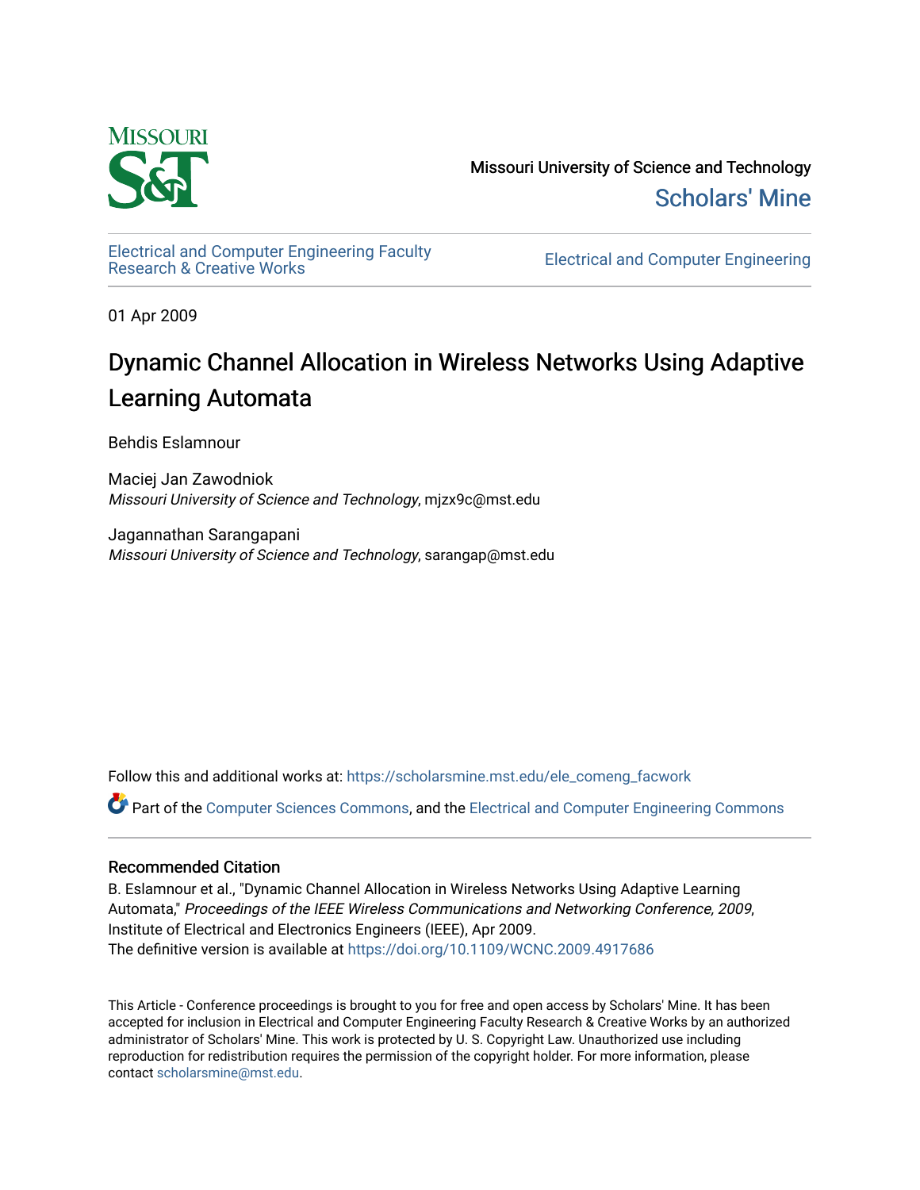Missouri University of Science and Technology

Scholars' Mine

Electrical and Computer Engineering Faculty Research & Creative Works

Electrical and Computer Engineering

01 Apr 2009

# Dynamic Channel Allocation in Wireless Networks Using Adaptive Learning Automata

Behdis Eslamnour

Maciej Jan Zawodniok
*Missouri University of Science and Technology*, mjzx9c@mst.edu

Jagannathan Sarangapani
*Missouri University of Science and Technology*, sarangap@mst.edu

Follow this and additional works at: https://scholarsmine.mst.edu/ele_comeng_facwork

Part of the Computer Sciences Commons, and the Electrical and Computer Engineering Commons

## Recommended Citation

B. Eslamnour et al., "Dynamic Channel Allocation in Wireless Networks Using Adaptive Learning Automata," *Proceedings of the IEEE Wireless Communications and Networking Conference, 2009*, Institute of Electrical and Electronics Engineers (IEEE), Apr 2009.
The definitive version is available at https://doi.org/10.1109/WCNC.2009.4917686

This Article - Conference proceedings is brought to you for free and open access by Scholars' Mine. It has been accepted for inclusion in Electrical and Computer Engineering Faculty Research & Creative Works by an authorized administrator of Scholars' Mine. This work is protected by U. S. Copyright Law. Unauthorized use including reproduction for redistribution requires the permission of the copyright holder. For more information, please contact scholarsmine@mst.edu.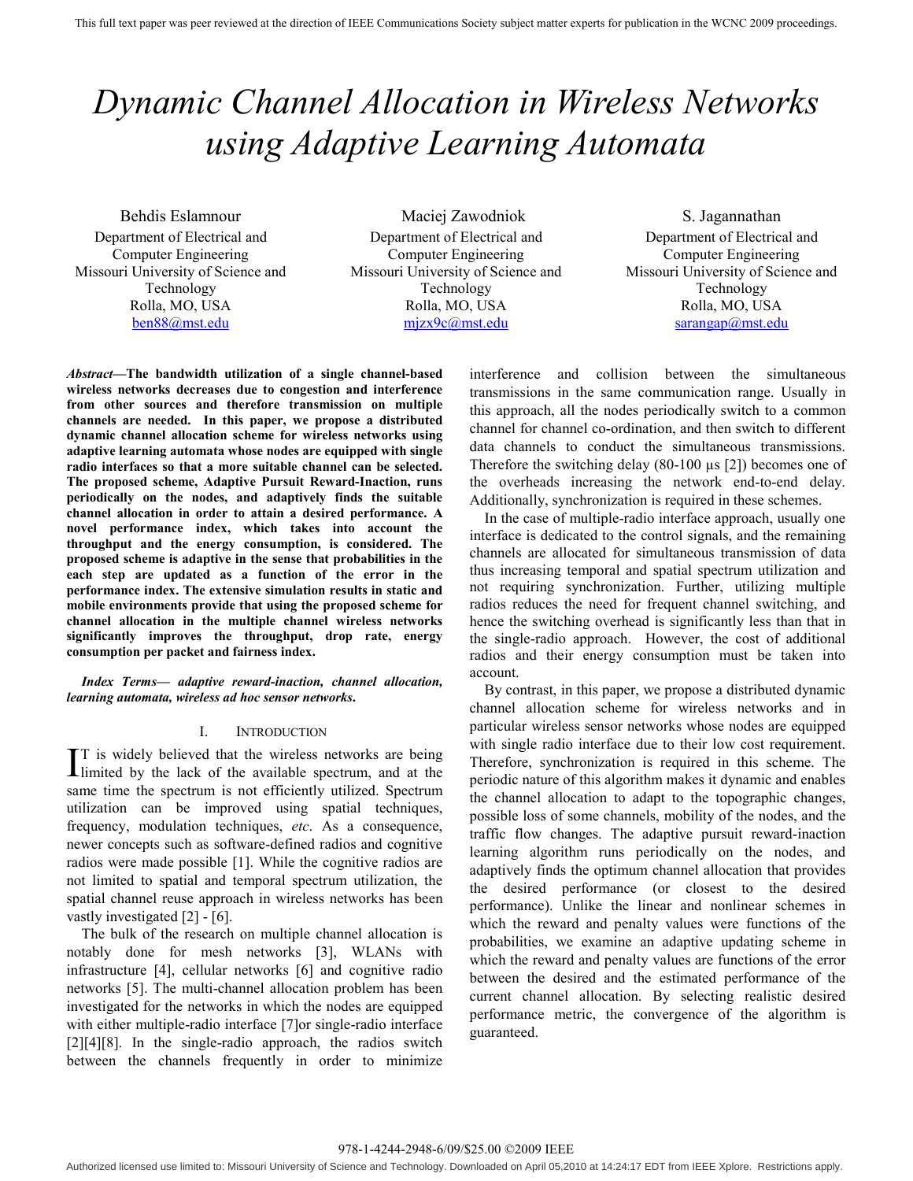# Dynamic Channel Allocation in Wireless Networks using Adaptive Learning Automata

Behdis Eslamnour
Department of Electrical and Computer Engineering
Missouri University of Science and Technology
Rolla, MO, USA
ben88@mst.edu

Maciej Zawodniok
Department of Electrical and Computer Engineering
Missouri University of Science and Technology
Rolla, MO, USA
mjzx9c@mst.edu

S. Jagannathan
Department of Electrical and Computer Engineering
Missouri University of Science and Technology
Rolla, MO, USA
sarangap@mst.edu

***Abstract*—The bandwidth utilization of a single channel-based wireless networks decreases due to congestion and interference from other sources and therefore transmission on multiple channels are needed. In this paper, we propose a distributed dynamic channel allocation scheme for wireless networks using adaptive learning automata whose nodes are equipped with single radio interfaces so that a more suitable channel can be selected. The proposed scheme, Adaptive Pursuit Reward-Inaction, runs periodically on the nodes, and adaptively finds the suitable channel allocation in order to attain a desired performance. A novel performance index, which takes into account the throughput and the energy consumption, is considered. The proposed scheme is adaptive in the sense that probabilities in the each step are updated as a function of the error in the performance index. The extensive simulation results in static and mobile environments provide that using the proposed scheme for channel allocation in the multiple channel wireless networks significantly improves the throughput, drop rate, energy consumption per packet and fairness index.**

***Index Terms*— *adaptive reward-inaction, channel allocation, learning automata, wireless ad hoc sensor networks.***

## I. Introduction

It is widely believed that the wireless networks are being limited by the lack of the available spectrum, and at the same time the spectrum is not efficiently utilized. Spectrum utilization can be improved using spatial techniques, frequency, modulation techniques, *etc*. As a consequence, newer concepts such as software-defined radios and cognitive radios were made possible [1]. While the cognitive radios are not limited to spatial and temporal spectrum utilization, the spatial channel reuse approach in wireless networks has been vastly investigated [2] - [6].

The bulk of the research on multiple channel allocation is notably done for mesh networks [3], WLANs with infrastructure [4], cellular networks [6] and cognitive radio networks [5]. The multi-channel allocation problem has been investigated for the networks in which the nodes are equipped with either multiple-radio interface [7]or single-radio interface [2][4][8]. In the single-radio approach, the radios switch between the channels frequently in order to minimize interference and collision between the simultaneous transmissions in the same communication range. Usually in this approach, all the nodes periodically switch to a common channel for channel co-ordination, and then switch to different data channels to conduct the simultaneous transmissions. Therefore the switching delay (80-100 µs [2]) becomes one of the overheads increasing the network end-to-end delay. Additionally, synchronization is required in these schemes.

In the case of multiple-radio interface approach, usually one interface is dedicated to the control signals, and the remaining channels are allocated for simultaneous transmission of data thus increasing temporal and spatial spectrum utilization and not requiring synchronization. Further, utilizing multiple radios reduces the need for frequent channel switching, and hence the switching overhead is significantly less than that in the single-radio approach. However, the cost of additional radios and their energy consumption must be taken into account.

By contrast, in this paper, we propose a distributed dynamic channel allocation scheme for wireless networks and in particular wireless sensor networks whose nodes are equipped with single radio interface due to their low cost requirement. Therefore, synchronization is required in this scheme. The periodic nature of this algorithm makes it dynamic and enables the channel allocation to adapt to the topographic changes, possible loss of some channels, mobility of the nodes, and the traffic flow changes. The adaptive pursuit reward-inaction learning algorithm runs periodically on the nodes, and adaptively finds the optimum channel allocation that provides the desired performance (or closest to the desired performance). Unlike the linear and nonlinear schemes in which the reward and penalty values were functions of the probabilities, we examine an adaptive updating scheme in which the reward and penalty values are functions of the error between the desired and the estimated performance of the current channel allocation. By selecting realistic desired performance metric, the convergence of the algorithm is guaranteed.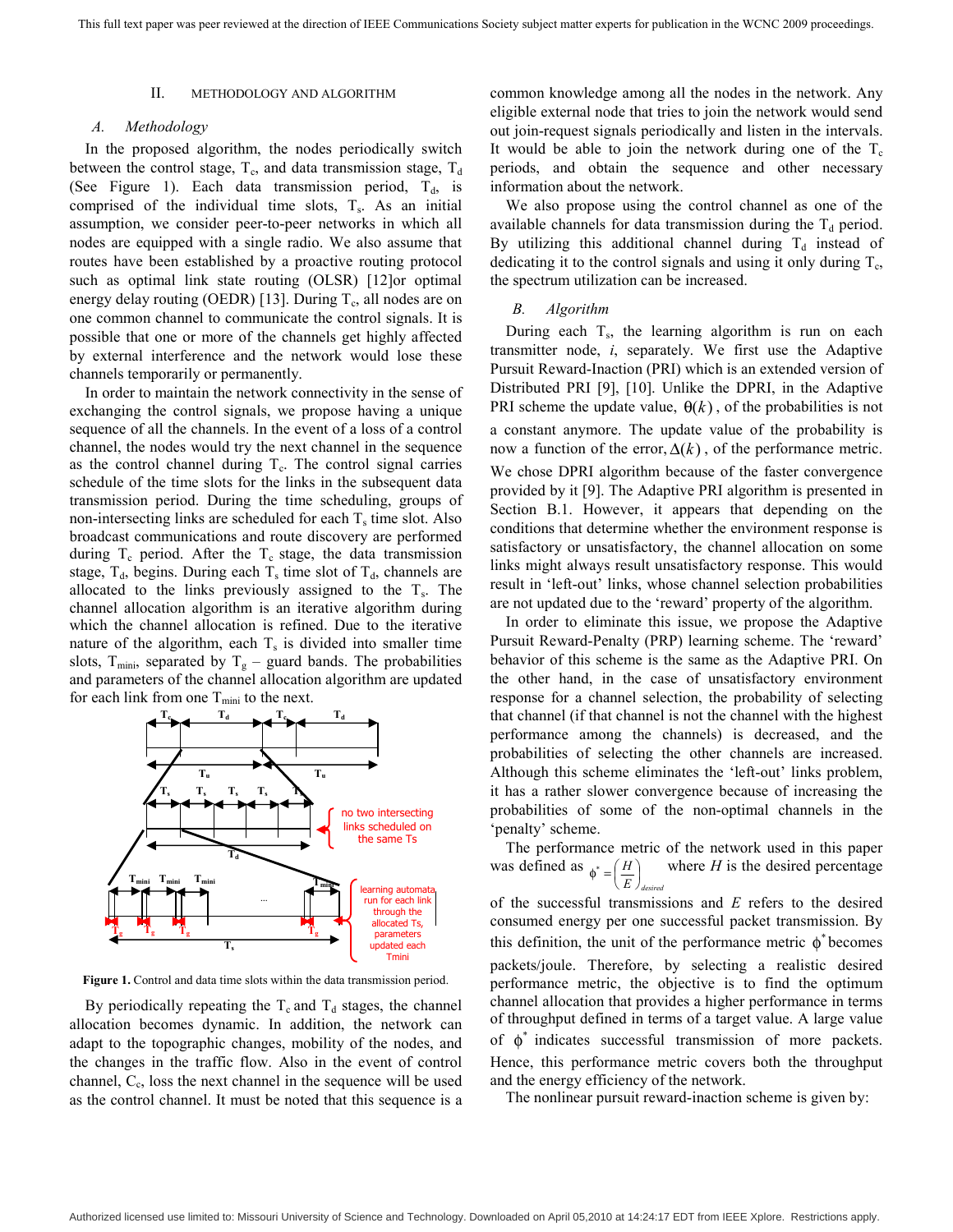## II. METHODOLOGY AND ALGORITHM

### *A. Methodology*

In the proposed algorithm, the nodes periodically switch between the control stage, $T_c$, and data transmission stage, $T_d$ (See Figure 1). Each data transmission period, $T_d$, is comprised of the individual time slots, $T_s$. As an initial assumption, we consider peer-to-peer networks in which all nodes are equipped with a single radio. We also assume that routes have been established by a proactive routing protocol such as optimal link state routing (OLSR) [12]or optimal energy delay routing (OEDR) [13]. During $T_c$, all nodes are on one common channel to communicate the control signals. It is possible that one or more of the channels get highly affected by external interference and the network would lose these channels temporarily or permanently.

In order to maintain the network connectivity in the sense of exchanging the control signals, we propose having a unique sequence of all the channels. In the event of a loss of a control channel, the nodes would try the next channel in the sequence as the control channel during $T_c$. The control signal carries schedule of the time slots for the links in the subsequent data transmission period. During the time scheduling, groups of non-intersecting links are scheduled for each $T_s$ time slot. Also broadcast communications and route discovery are performed during $T_c$ period. After the $T_c$ stage, the data transmission stage, $T_d$, begins. During each $T_s$ time slot of $T_d$, channels are allocated to the links previously assigned to the $T_s$. The channel allocation algorithm is an iterative algorithm during which the channel allocation is refined. Due to the iterative nature of the algorithm, each $T_s$ is divided into smaller time slots, $T_{mini}$, separated by $T_g$ – guard bands. The probabilities and parameters of the channel allocation algorithm are updated for each link from one $T_{mini}$ to the next.

**Figure 1.** Control and data time slots within the data transmission period.

By periodically repeating the $T_c$ and $T_d$ stages, the channel allocation becomes dynamic. In addition, the network can adapt to the topographic changes, mobility of the nodes, and the changes in the traffic flow. Also in the event of control channel, $C_c$, loss the next channel in the sequence will be used as the control channel. It must be noted that this sequence is a common knowledge among all the nodes in the network. Any eligible external node that tries to join the network would send out join-request signals periodically and listen in the intervals. It would be able to join the network during one of the $T_c$ periods, and obtain the sequence and other necessary information about the network.

We also propose using the control channel as one of the available channels for data transmission during the $T_d$ period. By utilizing this additional channel during $T_d$ instead of dedicating it to the control signals and using it only during $T_c$, the spectrum utilization can be increased.

### *B. Algorithm*

During each $T_s$, the learning algorithm is run on each transmitter node, *i*, separately. We first use the Adaptive Pursuit Reward-Inaction (PRI) which is an extended version of Distributed PRI [9], [10]. Unlike the DPRI, in the Adaptive PRI scheme the update value, $\theta(k)$, of the probabilities is not a constant anymore. The update value of the probability is now a function of the error, $\Delta(k)$, of the performance metric. We chose DPRI algorithm because of the faster convergence provided by it [9]. The Adaptive PRI algorithm is presented in Section B.1. However, it appears that depending on the conditions that determine whether the environment response is satisfactory or unsatisfactory, the channel allocation on some links might always result unsatisfactory response. This would result in 'left-out' links, whose channel selection probabilities are not updated due to the 'reward' property of the algorithm.

In order to eliminate this issue, we propose the Adaptive Pursuit Reward-Penalty (PRP) learning scheme. The 'reward' behavior of this scheme is the same as the Adaptive PRI. On the other hand, in the case of unsatisfactory environment response for a channel selection, the probability of selecting that channel (if that channel is not the channel with the highest performance among the channels) is decreased, and the probabilities of selecting the other channels are increased. Although this scheme eliminates the 'left-out' links problem, it has a rather slower convergence because of increasing the probabilities of some of the non-optimal channels in the 'penalty' scheme.

The performance metric of the network used in this paper was defined as $\phi^* = \left(\frac{H}{E}\right)_{desired}$ where $H$ is the desired percentage of the successful transmissions and $E$ refers to the desired consumed energy per one successful packet transmission. By this definition, the unit of the performance metric $\phi^*$ becomes packets/joule. Therefore, by selecting a realistic desired performance metric, the objective is to find the optimum channel allocation that provides a higher performance in terms of throughput defined in terms of a target value. A large value of $\phi^*$ indicates successful transmission of more packets. Hence, this performance metric covers both the throughput and the energy efficiency of the network.

The nonlinear pursuit reward-inaction scheme is given by: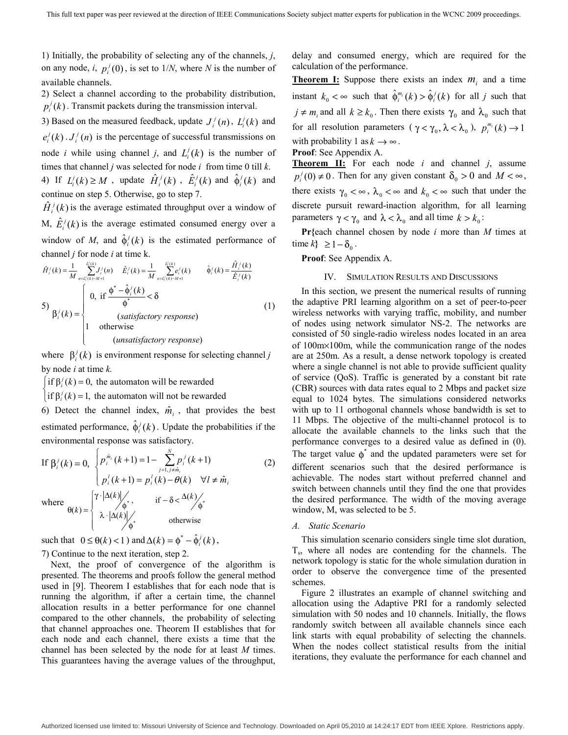1) Initially, the probability of selecting any of the channels, $j$, on any node, $i$, $p_i^j(0)$, is set to $1/N$, where $N$ is the number of available channels.

2) Select a channel according to the probability distribution, $p_i^j(k)$. Transmit packets during the transmission interval.

3) Based on the measured feedback, update $J_i^j(n)$, $L_i^j(k)$ and $e_i^j(k)$. $J_i^j(n)$ is the percentage of successful transmissions on node $i$ while using channel $j$, and $L_i^j(k)$ is the number of times that channel $j$ was selected for node $i$ from time 0 till $k$.

4) If $L_i^j(k) \geq M$, update $\hat{H}_i^j(k)$, $\hat{E}_i^j(k)$ and $\hat{\phi}_i^j(k)$ and continue on step 5. Otherwise, go to step 7.

$\hat{H}_i^j(k)$ is the average estimated throughput over a window of M, $\hat{E}_i^j(k)$ is the average estimated consumed energy over a window of $M$, and $\hat{\phi}_i^j(k)$ is the estimated performance of channel $j$ for node $i$ at time k.

$$\hat{H}_i^j(k) = \frac{1}{M}\sum_{n=L_i^j(k)-M+1}^{L_i^j(k)} J_i^j(n) \quad \hat{E}_i^j(k) = \frac{1}{M}\sum_{n=L_i^j(k)-M+1}^{L_i^j(k)} e_i^j(k) \quad \hat{\phi}_i^j(k) = \frac{\hat{H}_i^j(k)}{\hat{E}_i^j(k)}$$

5)
$$\beta_i^j(k) = \begin{cases} 0, \text{ if } \dfrac{\phi^* - \hat{\phi}_i^j(k)}{\phi^*} < \delta \\ \quad (\textit{satisfactory response}) \\ 1 \quad \text{otherwise} \\ \quad (\textit{unsatisfactory response}) \end{cases} \tag{1}$$

where $\beta_i^j(k)$ is environment response for selecting channel $j$ by node $i$ at time $k$.

$$\begin{cases} \text{if } \beta_i^j(k) = 0, \text{ the automaton will be rewarded} \\ \text{if } \beta_i^j(k) = 1, \text{ the automaton will not be rewarded} \end{cases}$$

6) Detect the channel index, $\hat{m}_i$, that provides the best estimated performance, $\hat{\phi}_i^j(k)$. Update the probabilities if the environmental response was satisfactory.

$$\text{If } \beta_i^j(k) = 0, \begin{cases} p_i^{\hat{m}_i}(k+1) = 1 - \sum_{j=1, j\neq \hat{m}_i}^{N} p_i^j(k+1) \\ p_i^l(k+1) = p_i^l(k) - \theta(k) \quad \forall l \neq \hat{m}_i \end{cases} \tag{2}$$

where
$$\theta(k) = \begin{cases} \gamma \cdot |\Delta(k)| / \phi^*, & \text{if } -\delta < \Delta(k)/\phi^* \\ \lambda \cdot |\Delta(k)| / \phi^* & \text{otherwise} \end{cases}$$

such that $0 \leq \theta(k) < 1$ and $\Delta(k) = \phi^* - \hat{\phi}_i^j(k)$,

7) Continue to the next iteration, step 2.

Next, the proof of convergence of the algorithm is presented. The theorems and proofs follow the general method used in [9]. Theorem I establishes that for each node that is running the algorithm, if after a certain time, the channel allocation results in a better performance for one channel compared to the other channels, the probability of selecting that channel approaches one. Theorem II establishes that for each node and each channel, there exists a time that the channel has been selected by the node for at least $M$ times. This guarantees having the average values of the throughput, delay and consumed energy, which are required for the calculation of the performance.

**Theorem I:** Suppose there exists an index $m_i$ and a time instant $k_0 < \infty$ such that $\hat{\phi}_i^{m_i}(k) > \hat{\phi}_i^j(k)$ for all $j$ such that $j \neq m_i$ and all $k \geq k_0$. Then there exists $\gamma_0$ and $\lambda_0$ such that for all resolution parameters ($\gamma < \gamma_0, \lambda < \lambda_0$), $p_i^{m_i}(k) \to 1$ with probability 1 as $k \to \infty$.

**Proof**: See Appendix A.

**Theorem II:** For each node $i$ and channel $j$, assume $p_i^j(0) \neq 0$. Then for any given constant $\delta_0 > 0$ and $M < \infty$, there exists $\gamma_0 < \infty$, $\lambda_0 < \infty$ and $k_0 < \infty$ such that under the discrete pursuit reward-inaction algorithm, for all learning parameters $\gamma < \gamma_0$ and $\lambda < \lambda_0$ and all time $k > k_0$:

**Pr{**each channel chosen by node $i$ more than $M$ times at time $k$**}** $\geq 1 - \delta_0$.

**Proof**: See Appendix A.

## IV. Simulation Results and Discussions

In this section, we present the numerical results of running the adaptive PRI learning algorithm on a set of peer-to-peer wireless networks with varying traffic, mobility, and number of nodes using network simulator NS-2. The networks are consisted of 50 single-radio wireless nodes located in an area of 100m×100m, while the communication range of the nodes are at 250m. As a result, a dense network topology is created where a single channel is not able to provide sufficient quality of service (QoS). Traffic is generated by a constant bit rate (CBR) sources with data rates equal to 2 Mbps and packet size equal to 1024 bytes. The simulations considered networks with up to 11 orthogonal channels whose bandwidth is set to 11 Mbps. The objective of the multi-channel protocol is to allocate the available channels to the links such that the performance converges to a desired value as defined in (0). The target value $\phi^*$ and the updated parameters were set for different scenarios such that the desired performance is achievable. The nodes start without preferred channel and switch between channels until they find the one that provides the desired performance. The width of the moving average window, M, was selected to be 5.

### A. Static Scenario

This simulation scenario considers single time slot duration, $T_s$, where all nodes are contending for the channels. The network topology is static for the whole simulation duration in order to observe the convergence time of the presented schemes.

Figure 2 illustrates an example of channel switching and allocation using the Adaptive PRI for a randomly selected simulation with 50 nodes and 10 channels. Initially, the flows randomly switch between all available channels since each link starts with equal probability of selecting the channels. When the nodes collect statistical results from the initial iterations, they evaluate the performance for each channel and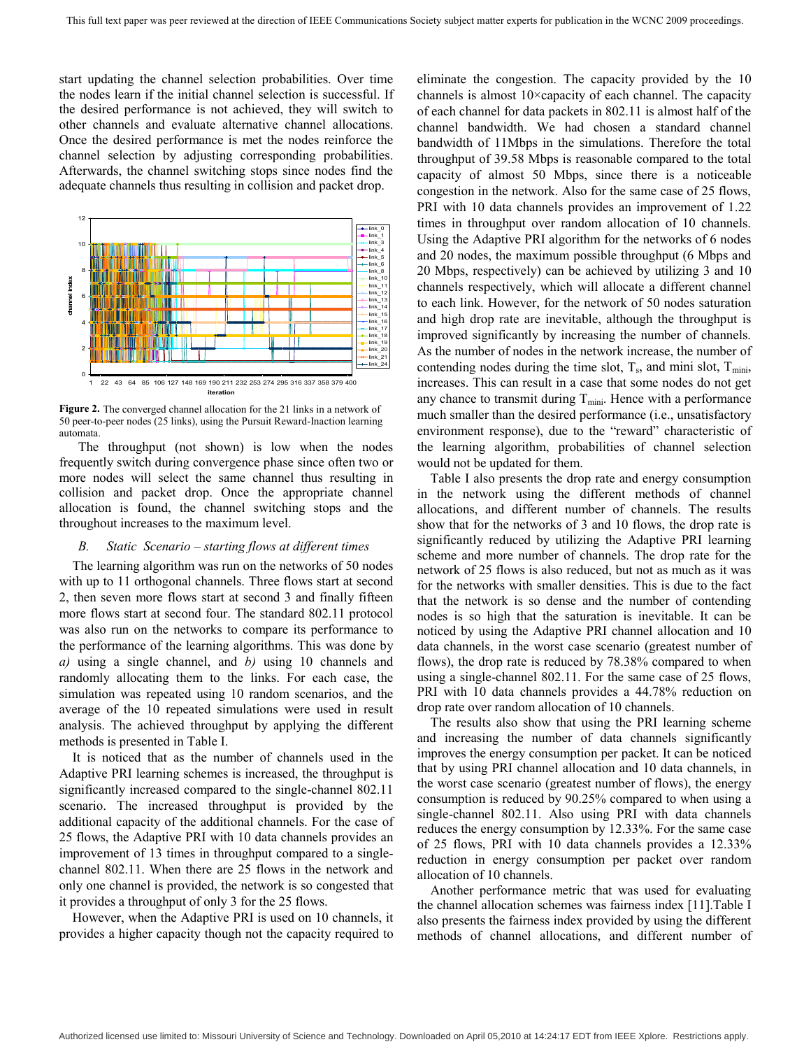start updating the channel selection probabilities. Over time the nodes learn if the initial channel selection is successful. If the desired performance is not achieved, they will switch to other channels and evaluate alternative channel allocations. Once the desired performance is met the nodes reinforce the channel selection by adjusting corresponding probabilities. Afterwards, the channel switching stops since nodes find the adequate channels thus resulting in collision and packet drop.

**Figure 2.** The converged channel allocation for the 21 links in a network of 50 peer-to-peer nodes (25 links), using the Pursuit Reward-Inaction learning automata.

The throughput (not shown) is low when the nodes frequently switch during convergence phase since often two or more nodes will select the same channel thus resulting in collision and packet drop. Once the appropriate channel allocation is found, the channel switching stops and the throughout increases to the maximum level.

### *B. Static Scenario – starting flows at different times*

The learning algorithm was run on the networks of 50 nodes with up to 11 orthogonal channels. Three flows start at second 2, then seven more flows start at second 3 and finally fifteen more flows start at second four. The standard 802.11 protocol was also run on the networks to compare its performance to the performance of the learning algorithms. This was done by *a)* using a single channel, and *b)* using 10 channels and randomly allocating them to the links. For each case, the simulation was repeated using 10 random scenarios, and the average of the 10 repeated simulations were used in result analysis. The achieved throughput by applying the different methods is presented in Table I.

It is noticed that as the number of channels used in the Adaptive PRI learning schemes is increased, the throughput is significantly increased compared to the single-channel 802.11 scenario. The increased throughput is provided by the additional capacity of the additional channels. For the case of 25 flows, the Adaptive PRI with 10 data channels provides an improvement of 13 times in throughput compared to a single-channel 802.11. When there are 25 flows in the network and only one channel is provided, the network is so congested that it provides a throughput of only 3 for the 25 flows.

However, when the Adaptive PRI is used on 10 channels, it provides a higher capacity though not the capacity required to eliminate the congestion. The capacity provided by the 10 channels is almost 10×capacity of each channel. The capacity of each channel for data packets in 802.11 is almost half of the channel bandwidth. We had chosen a standard channel bandwidth of 11Mbps in the simulations. Therefore the total throughput of 39.58 Mbps is reasonable compared to the total capacity of almost 50 Mbps, since there is a noticeable congestion in the network. Also for the same case of 25 flows, PRI with 10 data channels provides an improvement of 1.22 times in throughput over random allocation of 10 channels. Using the Adaptive PRI algorithm for the networks of 6 nodes and 20 nodes, the maximum possible throughput (6 Mbps and 20 Mbps, respectively) can be achieved by utilizing 3 and 10 channels respectively, which will allocate a different channel to each link. However, for the network of 50 nodes saturation and high drop rate are inevitable, although the throughput is improved significantly by increasing the number of channels. As the number of nodes in the network increase, the number of contending nodes during the time slot, $T_s$, and mini slot, $T_{mini}$, increases. This can result in a case that some nodes do not get any chance to transmit during $T_{mini}$. Hence with a performance much smaller than the desired performance (i.e., unsatisfactory environment response), due to the "reward" characteristic of the learning algorithm, probabilities of channel selection would not be updated for them.

Table I also presents the drop rate and energy consumption in the network using the different methods of channel allocations, and different number of channels. The results show that for the networks of 3 and 10 flows, the drop rate is significantly reduced by utilizing the Adaptive PRI learning scheme and more number of channels. The drop rate for the network of 25 flows is also reduced, but not as much as it was for the networks with smaller densities. This is due to the fact that the network is so dense and the number of contending nodes is so high that the saturation is inevitable. It can be noticed by using the Adaptive PRI channel allocation and 10 data channels, in the worst case scenario (greatest number of flows), the drop rate is reduced by 78.38% compared to when using a single-channel 802.11. For the same case of 25 flows, PRI with 10 data channels provides a 44.78% reduction on drop rate over random allocation of 10 channels.

The results also show that using the PRI learning scheme and increasing the number of data channels significantly improves the energy consumption per packet. It can be noticed that by using PRI channel allocation and 10 data channels, in the worst case scenario (greatest number of flows), the energy consumption is reduced by 90.25% compared to when using a single-channel 802.11. Also using PRI with data channels reduces the energy consumption by 12.33%. For the same case of 25 flows, PRI with 10 data channels provides a 12.33% reduction in energy consumption per packet over random allocation of 10 channels.

Another performance metric that was used for evaluating the channel allocation schemes was fairness index [11].Table I also presents the fairness index provided by using the different methods of channel allocations, and different number of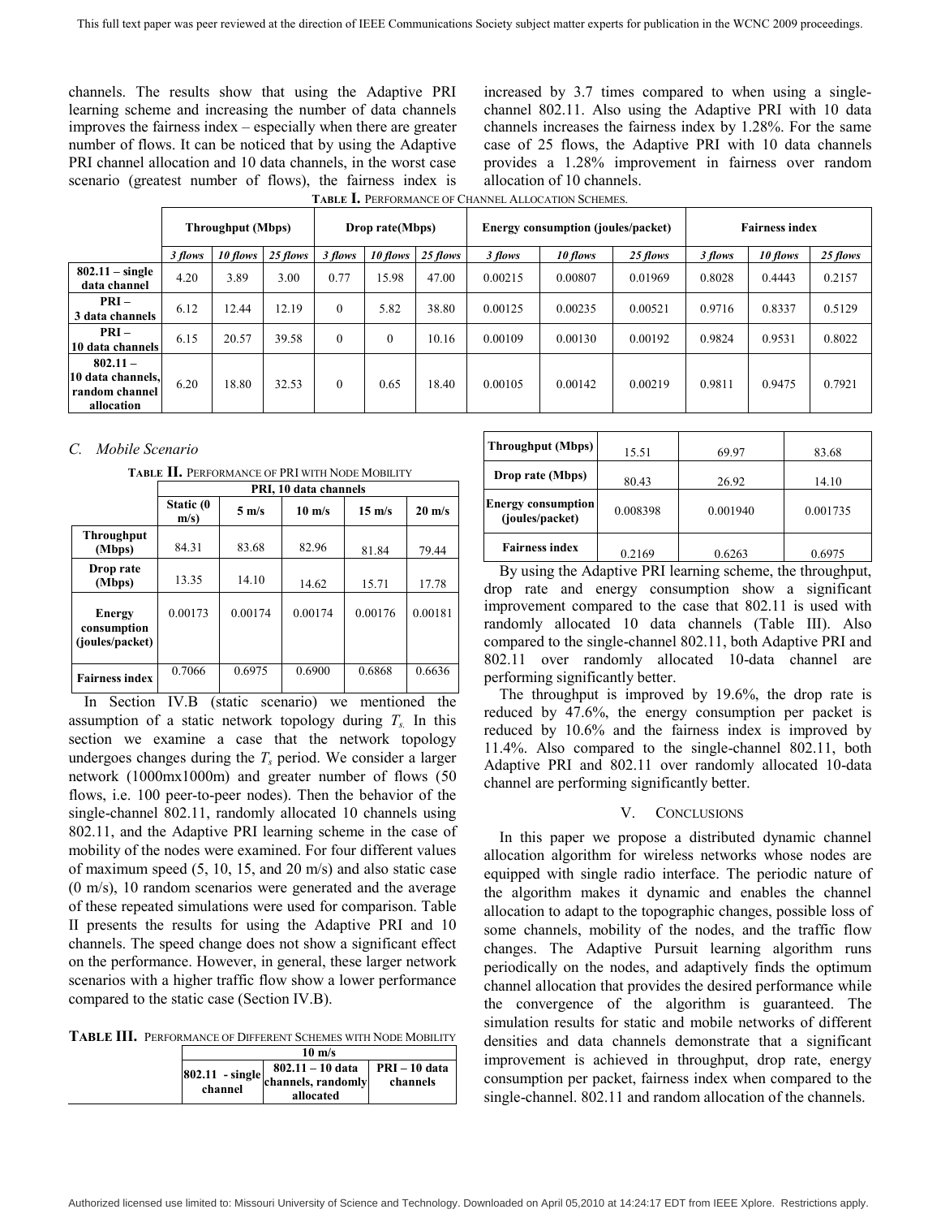channels. The results show that using the Adaptive PRI learning scheme and increasing the number of data channels improves the fairness index – especially when there are greater number of flows. It can be noticed that by using the Adaptive PRI channel allocation and 10 data channels, in the worst case scenario (greatest number of flows), the fairness index is increased by 3.7 times compared to when using a single-channel 802.11. Also using the Adaptive PRI with 10 data channels increases the fairness index by 1.28%. For the same case of 25 flows, the Adaptive PRI with 10 data channels provides a 1.28% improvement in fairness over random allocation of 10 channels.

**TABLE I.** PERFORMANCE OF CHANNEL ALLOCATION SCHEMES.

| | Throughput (Mbps) | | | Drop rate(Mbps) | | | Energy consumption (joules/packet) | | | Fairness index | | |
|---|---|---|---|---|---|---|---|---|---|---|---|---|
| | *3 flows* | *10 flows* | *25 flows* | *3 flows* | *10 flows* | *25 flows* | *3 flows* | *10 flows* | *25 flows* | *3 flows* | *10 flows* | *25 flows* |
| **802.11 – single data channel** | 4.20 | 3.89 | 3.00 | 0.77 | 15.98 | 47.00 | 0.00215 | 0.00807 | 0.01969 | 0.8028 | 0.4443 | 0.2157 |
| **PRI – 3 data channels** | 6.12 | 12.44 | 12.19 | 0 | 5.82 | 38.80 | 0.00125 | 0.00235 | 0.00521 | 0.9716 | 0.8337 | 0.5129 |
| **PRI – 10 data channels** | 6.15 | 20.57 | 39.58 | 0 | 0 | 10.16 | 0.00109 | 0.00130 | 0.00192 | 0.9824 | 0.9531 | 0.8022 |
| **802.11 – 10 data channels, random channel allocation** | 6.20 | 18.80 | 32.53 | 0 | 0.65 | 18.40 | 0.00105 | 0.00142 | 0.00219 | 0.9811 | 0.9475 | 0.7921 |

### *C. Mobile Scenario*

**TABLE II.** PERFORMANCE OF PRI WITH NODE MOBILITY

| | PRI, 10 data channels | | | | |
|---|---|---|---|---|---|
| | **Static (0 m/s)** | **5 m/s** | **10 m/s** | **15 m/s** | **20 m/s** |
| **Throughput (Mbps)** | 84.31 | 83.68 | 82.96 | 81.84 | 79.44 |
| **Drop rate (Mbps)** | 13.35 | 14.10 | 14.62 | 15.71 | 17.78 |
| **Energy consumption (joules/packet)** | 0.00173 | 0.00174 | 0.00174 | 0.00176 | 0.00181 |
| **Fairness index** | 0.7066 | 0.6975 | 0.6900 | 0.6868 | 0.6636 |

In Section IV.B (static scenario) we mentioned the assumption of a static network topology during $T_s$. In this section we examine a case that the network topology undergoes changes during the $T_s$ period. We consider a larger network (1000mx1000m) and greater number of flows (50 flows, i.e. 100 peer-to-peer nodes). Then the behavior of the single-channel 802.11, randomly allocated 10 channels using 802.11, and the Adaptive PRI learning scheme in the case of mobility of the nodes were examined. For four different values of maximum speed (5, 10, 15, and 20 m/s) and also static case (0 m/s), 10 random scenarios were generated and the average of these repeated simulations were used for comparison. Table II presents the results for using the Adaptive PRI and 10 channels. The speed change does not show a significant effect on the performance. However, in general, these larger network scenarios with a higher traffic flow show a lower performance compared to the static case (Section IV.B).

**TABLE III.** PERFORMANCE OF DIFFERENT SCHEMES WITH NODE MOBILITY

| | 10 m/s | | |
|---|---|---|---|
| | **802.11 - single channel** | **802.11 – 10 data channels, randomly allocated** | **PRI – 10 data channels** |
| **Throughput (Mbps)** | 15.51 | 69.97 | 83.68 |
| **Drop rate (Mbps)** | 80.43 | 26.92 | 14.10 |
| **Energy consumption (joules/packet)** | 0.008398 | 0.001940 | 0.001735 |
| **Fairness index** | 0.2169 | 0.6263 | 0.6975 |

By using the Adaptive PRI learning scheme, the throughput, drop rate and energy consumption show a significant improvement compared to the case that 802.11 is used with randomly allocated 10 data channels (Table III). Also compared to the single-channel 802.11, both Adaptive PRI and 802.11 over randomly allocated 10-data channel are performing significantly better.

The throughput is improved by 19.6%, the drop rate is reduced by 47.6%, the energy consumption per packet is reduced by 10.6% and the fairness index is improved by 11.4%. Also compared to the single-channel 802.11, both Adaptive PRI and 802.11 over randomly allocated 10-data channel are performing significantly better.

## V. CONCLUSIONS

In this paper we propose a distributed dynamic channel allocation algorithm for wireless networks whose nodes are equipped with single radio interface. The periodic nature of the algorithm makes it dynamic and enables the channel allocation to adapt to the topographic changes, possible loss of some channels, mobility of the nodes, and the traffic flow changes. The Adaptive Pursuit learning algorithm runs periodically on the nodes, and adaptively finds the optimum channel allocation that provides the desired performance while the convergence of the algorithm is guaranteed. The simulation results for static and mobile networks of different densities and data channels demonstrate that a significant improvement is achieved in throughput, drop rate, energy consumption per packet, fairness index when compared to the single-channel. 802.11 and random allocation of the channels.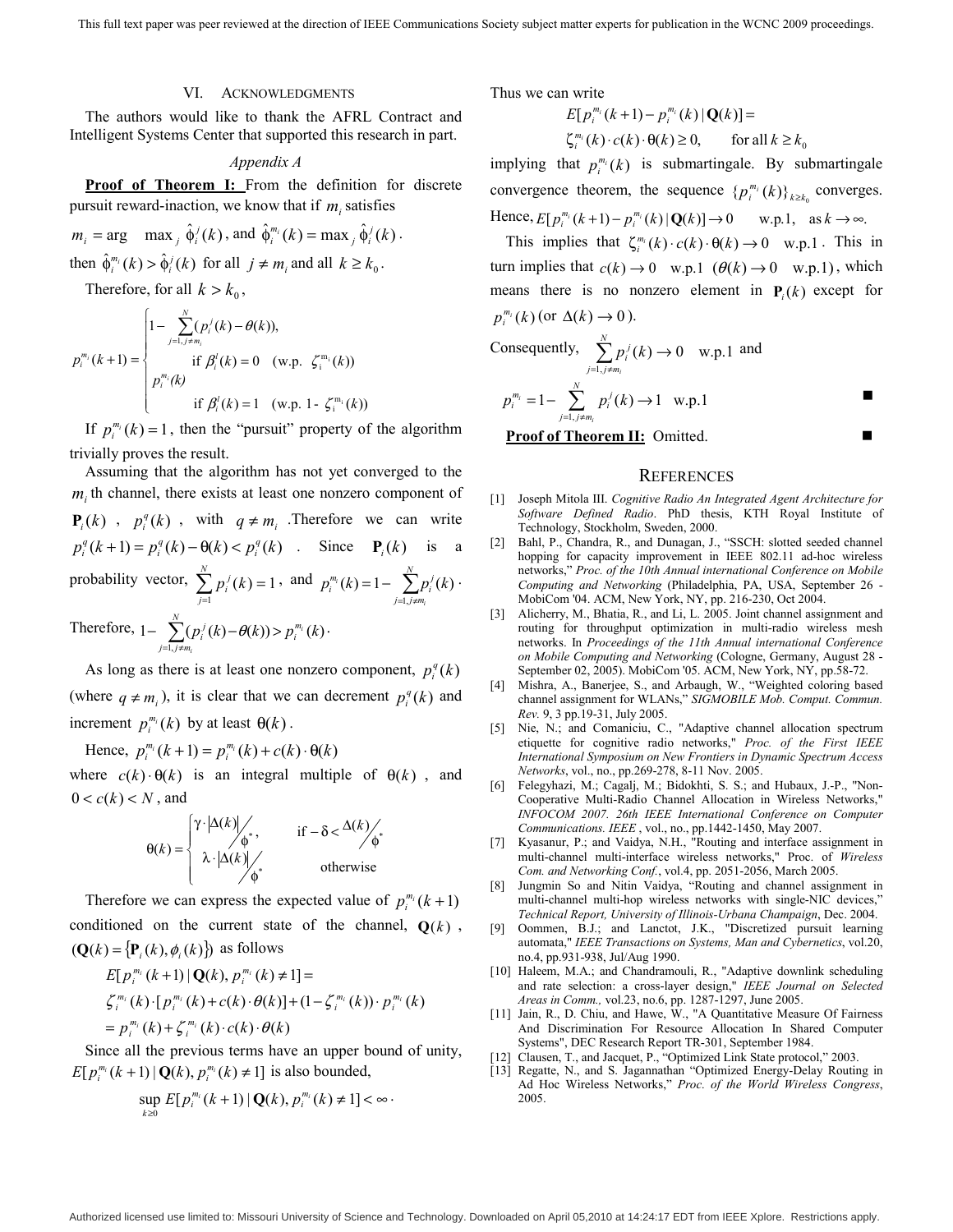## VI. ACKNOWLEDGMENTS

The authors would like to thank the AFRL Contract and Intelligent Systems Center that supported this research in part.

### *Appendix A*

**Proof of Theorem I:** From the definition for discrete pursuit reward-inaction, we know that if $m_i$ satisfies

$m_i = \arg \max_j \hat{\phi}_i^j(k)$, and $\hat{\phi}_i^{m_i}(k) = \max_j \hat{\phi}_i^j(k)$.

then $\hat{\phi}_i^{m_i}(k) > \hat{\phi}_i^j(k)$ for all $j \neq m_i$ and all $k \geq k_0$.

Therefore, for all $k > k_0$,

$$p_i^{m_i}(k+1) = \begin{cases} 1 - \sum_{j=1, j\neq m_i}^{N} (p_i^j(k) - \theta(k)), \\ \quad \text{if } \beta_i^j(k) = 0 \quad (\text{w.p. } \zeta_i^{m_i}(k)) \\ p_i^{m_i}(k) \\ \quad \text{if } \beta_i^j(k) = 1 \quad (\text{w.p. } 1 - \zeta_i^{m_i}(k)) \end{cases}$$

If $p_i^{m_i}(k) = 1$, then the "pursuit" property of the algorithm trivially proves the result.

Assuming that the algorithm has not yet converged to the $m_i$ th channel, there exists at least one nonzero component of $\mathbf{P}_i(k)$, $p_i^q(k)$, with $q \neq m_i$ .Therefore we can write $p_i^q(k+1) = p_i^q(k) - \theta(k) < p_i^q(k)$ . Since $\mathbf{P}_i(k)$ is a probability vector, $\sum_{j=1}^{N} p_i^j(k) = 1$, and $p_i^{m_i}(k) = 1 - \sum_{j=1, j\neq m_i}^{N} p_i^j(k)$.

Therefore, $1 - \sum_{j=1, j\neq m_i}^{N} (p_i^j(k) - \theta(k)) > p_i^{m_i}(k)$.

As long as there is at least one nonzero component, $p_i^q(k)$ (where $q \neq m_i$), it is clear that we can decrement $p_i^q(k)$ and increment $p_i^{m_i}(k)$ by at least $\theta(k)$.

Hence, $p_i^{m_i}(k+1) = p_i^{m_i}(k) + c(k) \cdot \theta(k)$

where $c(k) \cdot \theta(k)$ is an integral multiple of $\theta(k)$, and $0 < c(k) < N$, and

$$\theta(k) = \begin{cases} \gamma \cdot |\Delta(k)| / \phi^*, & \text{if } -\delta < \Delta(k) / \phi^* \\ \lambda \cdot |\Delta(k)| / \phi^* & \text{otherwise} \end{cases}$$

Therefore we can express the expected value of $p_i^{m_i}(k+1)$ conditioned on the current state of the channel, $\mathbf{Q}(k)$, $(\mathbf{Q}(k) = \{\mathbf{P}_i(k), \phi_i(k)\})$ as follows

$$E[p_i^{m_i}(k+1) \,|\, \mathbf{Q}(k), p_i^{m_i}(k) \neq 1] =$$
$$\zeta_i^{m_i}(k) \cdot [p_i^{m_i}(k) + c(k) \cdot \theta(k)] + (1 - \zeta_i^{m_i}(k)) \cdot p_i^{m_i}(k)$$
$$= p_i^{m_i}(k) + \zeta_i^{m_i}(k) \cdot c(k) \cdot \theta(k)$$

Since all the previous terms have an upper bound of unity, $E[p_i^{m_i}(k+1) \,|\, \mathbf{Q}(k), p_i^{m_i}(k) \neq 1]$ is also bounded,

$$\sup_{k \geq 0} E[p_i^{m_i}(k+1) \,|\, \mathbf{Q}(k), p_i^{m_i}(k) \neq 1] < \infty.$$

Thus we can write

$$E[p_i^{m_i}(k+1) - p_i^{m_i}(k) \,|\, \mathbf{Q}(k)] =$$
$$\zeta_i^{m_i}(k) \cdot c(k) \cdot \theta(k) \geq 0, \qquad \text{for all } k \geq k_0$$

implying that $p_i^{m_i}(k)$ is submartingale. By submartingale convergence theorem, the sequence $\{p_i^{m_i}(k)\}_{k \geq k_0}$ converges. Hence, $E[p_i^{m_i}(k+1) - p_i^{m_i}(k) \,|\, \mathbf{Q}(k)] \to 0 \quad \text{w.p.1}, \quad \text{as } k \to \infty.$

This implies that $\zeta_i^{m_i}(k) \cdot c(k) \cdot \theta(k) \to 0 \quad \text{w.p.1}$. This in turn implies that $c(k) \to 0 \quad \text{w.p.1} \quad (\theta(k) \to 0 \quad \text{w.p.1})$, which means there is no nonzero element in $\mathbf{P}_i(k)$ except for $p_i^{m_i}(k)$ (or $\Delta(k) \to 0$ ).

Consequently, $\sum_{j=1, j\neq m_i}^{N} p_i^j(k) \to 0 \quad \text{w.p.1}$ and

$$p_i^{m_i} = 1 - \sum_{j=1, j\neq m_i}^{N} p_i^j(k) \to 1 \quad \text{w.p.1} \qquad \blacksquare$$

**Proof of Theorem II:** Omitted. ■

## REFERENCES

[1] Joseph Mitola III. *Cognitive Radio An Integrated Agent Architecture for Software Defined Radio*. PhD thesis, KTH Royal Institute of Technology, Stockholm, Sweden, 2000.

[2] Bahl, P., Chandra, R., and Dunagan, J., "SSCH: slotted seeded channel hopping for capacity improvement in IEEE 802.11 ad-hoc wireless networks," *Proc. of the 10th Annual international Conference on Mobile Computing and Networking* (Philadelphia, PA, USA, September 26 - MobiCom '04. ACM, New York, NY, pp. 216-230, Oct 2004.

[3] Alicherry, M., Bhatia, R., and Li, L. 2005. Joint channel assignment and routing for throughput optimization in multi-radio wireless mesh networks. In *Proceedings of the 11th Annual international Conference on Mobile Computing and Networking* (Cologne, Germany, August 28 - September 02, 2005). MobiCom '05. ACM, New York, NY, pp.58-72.

[4] Mishra, A., Banerjee, S., and Arbaugh, W., "Weighted coloring based channel assignment for WLANs," *SIGMOBILE Mob. Comput. Commun. Rev.* 9, 3 pp.19-31, July 2005.

[5] Nie, N.; and Comaniciu, C., "Adaptive channel allocation spectrum etiquette for cognitive radio networks," *Proc. of the First IEEE International Symposium on New Frontiers in Dynamic Spectrum Access Networks*, vol., no., pp.269-278, 8-11 Nov. 2005.

[6] Felegyhazi, M.; Cagalj, M.; Bidokhti, S. S.; and Hubaux, J.-P., "Non-Cooperative Multi-Radio Channel Allocation in Wireless Networks," *INFOCOM 2007. 26th IEEE International Conference on Computer Communications. IEEE* , vol., no., pp.1442-1450, May 2007.

[7] Kyasanur, P.; and Vaidya, N.H., "Routing and interface assignment in multi-channel multi-interface wireless networks," Proc. of *Wireless Com. and Networking Conf.*, vol.4, pp. 2051-2056, March 2005.

[8] Jungmin So and Nitin Vaidya, "Routing and channel assignment in multi-channel multi-hop wireless networks with single-NIC devices," *Technical Report, University of Illinois-Urbana Champaign*, Dec. 2004.

[9] Oommen, B.J.; and Lanctot, J.K., "Discretized pursuit learning automata," *IEEE Transactions on Systems, Man and Cybernetics*, vol.20, no.4, pp.931-938, Jul/Aug 1990.

[10] Haleem, M.A.; and Chandramouli, R., "Adaptive downlink scheduling and rate selection: a cross-layer design," *IEEE Journal on Selected Areas in Comm.,* vol.23, no.6, pp. 1287-1297, June 2005.

[11] Jain, R., D. Chiu, and Hawe, W., "A Quantitative Measure Of Fairness And Discrimination For Resource Allocation In Shared Computer Systems", DEC Research Report TR-301, September 1984.

[12] Clausen, T., and Jacquet, P., "Optimized Link State protocol," 2003.

[13] Regatte, N., and S. Jagannathan "Optimized Energy-Delay Routing in Ad Hoc Wireless Networks," *Proc. of the World Wireless Congress*, 2005.